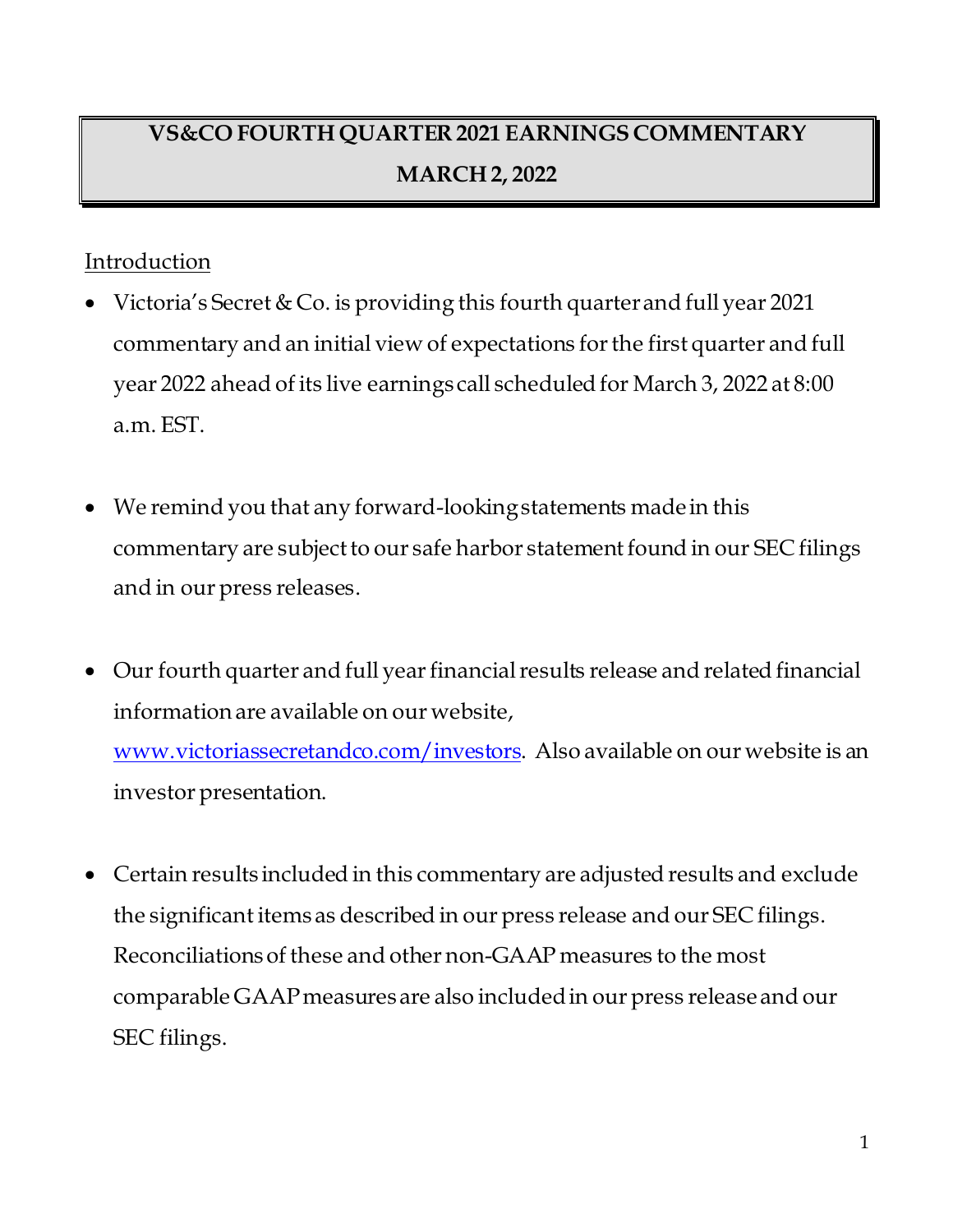# VS&CO FOURTH QUARTER 2021 EARNINGS COMMENTARY
# MARCH 2, 2022

## Introduction

- Victoria's Secret & Co. is providing this fourth quarter and full year 2021 commentary and an initial view of expectations for the first quarter and full year 2022 ahead of its live earnings call scheduled for March 3, 2022 at 8:00 a.m. EST.

- We remind you that any forward-looking statements made in this commentary are subject to our safe harbor statement found in our SEC filings and in our press releases.

- Our fourth quarter and full year financial results release and related financial information are available on our website, www.victoriassecretandco.com/investors. Also available on our website is an investor presentation.

- Certain results included in this commentary are adjusted results and exclude the significant items as described in our press release and our SEC filings. Reconciliations of these and other non-GAAP measures to the most comparable GAAP measures are also included in our press release and our SEC filings.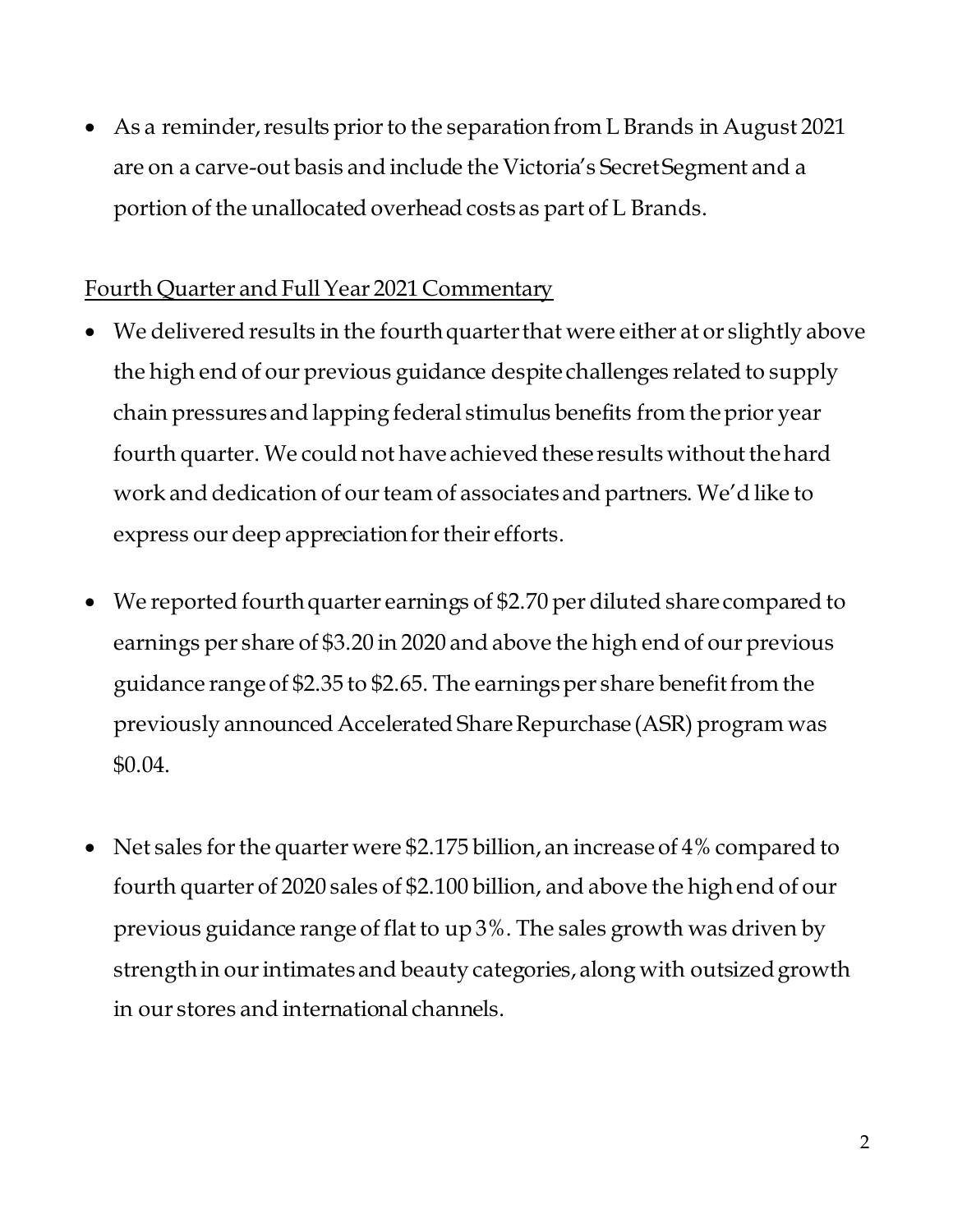- As a reminder, results prior to the separation from L Brands in August 2021 are on a carve-out basis and include the Victoria's Secret Segment and a portion of the unallocated overhead costs as part of L Brands.

<u>Fourth Quarter and Full Year 2021 Commentary</u>

- We delivered results in the fourth quarter that were either at or slightly above the high end of our previous guidance despite challenges related to supply chain pressures and lapping federal stimulus benefits from the prior year fourth quarter. We could not have achieved these results without the hard work and dedication of our team of associates and partners. We'd like to express our deep appreciation for their efforts.

- We reported fourth quarter earnings of $2.70 per diluted share compared to earnings per share of $3.20 in 2020 and above the high end of our previous guidance range of $2.35 to $2.65. The earnings per share benefit from the previously announced Accelerated Share Repurchase (ASR) program was $0.04.

- Net sales for the quarter were $2.175 billion, an increase of 4% compared to fourth quarter of 2020 sales of $2.100 billion, and above the high end of our previous guidance range of flat to up 3%. The sales growth was driven by strength in our intimates and beauty categories, along with outsized growth in our stores and international channels.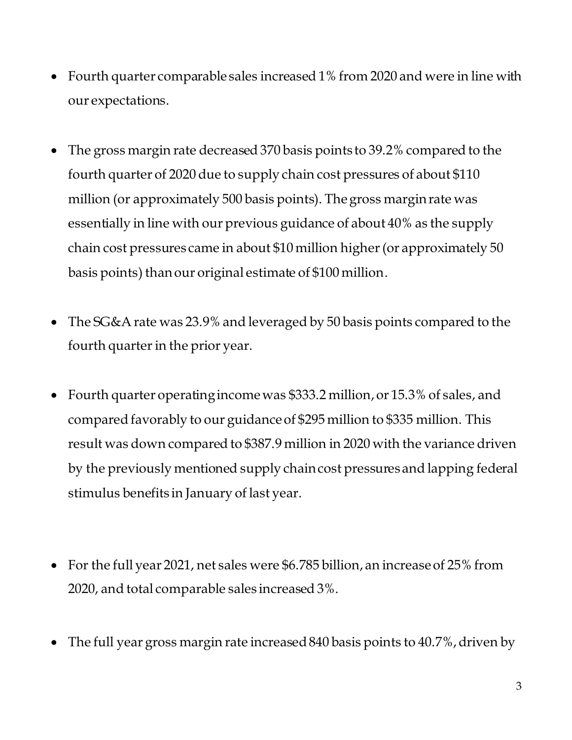- Fourth quarter comparable sales increased 1% from 2020 and were in line with our expectations.

- The gross margin rate decreased 370 basis points to 39.2% compared to the fourth quarter of 2020 due to supply chain cost pressures of about $110 million (or approximately 500 basis points). The gross margin rate was essentially in line with our previous guidance of about 40% as the supply chain cost pressures came in about $10 million higher (or approximately 50 basis points) than our original estimate of $100 million.

- The SG&A rate was 23.9% and leveraged by 50 basis points compared to the fourth quarter in the prior year.

- Fourth quarter operating income was $333.2 million, or 15.3% of sales, and compared favorably to our guidance of $295 million to $335 million. This result was down compared to $387.9 million in 2020 with the variance driven by the previously mentioned supply chain cost pressures and lapping federal stimulus benefits in January of last year.

- For the full year 2021, net sales were $6.785 billion, an increase of 25% from 2020, and total comparable sales increased 3%.

- The full year gross margin rate increased 840 basis points to 40.7%, driven by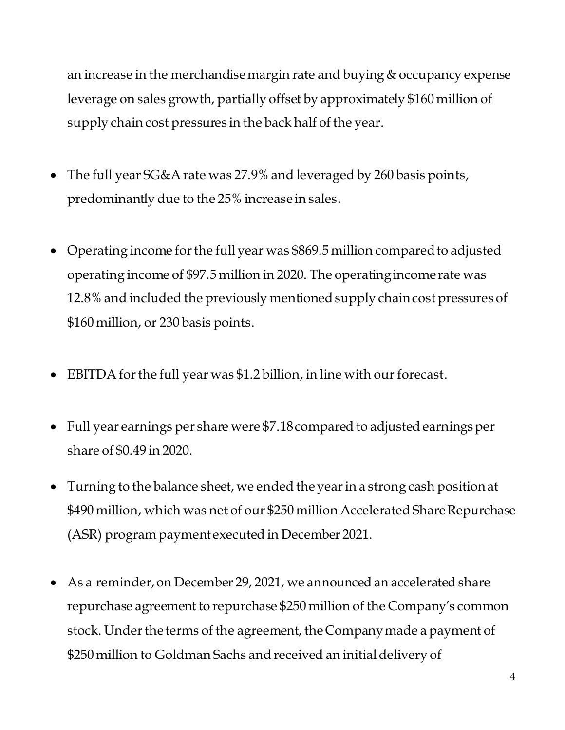an increase in the merchandise margin rate and buying & occupancy expense leverage on sales growth, partially offset by approximately $160 million of supply chain cost pressures in the back half of the year.

- The full year SG&A rate was 27.9% and leveraged by 260 basis points, predominantly due to the 25% increase in sales.

- Operating income for the full year was $869.5 million compared to adjusted operating income of $97.5 million in 2020. The operating income rate was 12.8% and included the previously mentioned supply chain cost pressures of $160 million, or 230 basis points.

- EBITDA for the full year was $1.2 billion, in line with our forecast.

- Full year earnings per share were $7.18 compared to adjusted earnings per share of $0.49 in 2020.

- Turning to the balance sheet, we ended the year in a strong cash position at $490 million, which was net of our $250 million Accelerated Share Repurchase (ASR) program payment executed in December 2021.

- As a reminder, on December 29, 2021, we announced an accelerated share repurchase agreement to repurchase $250 million of the Company's common stock. Under the terms of the agreement, the Company made a payment of $250 million to Goldman Sachs and received an initial delivery of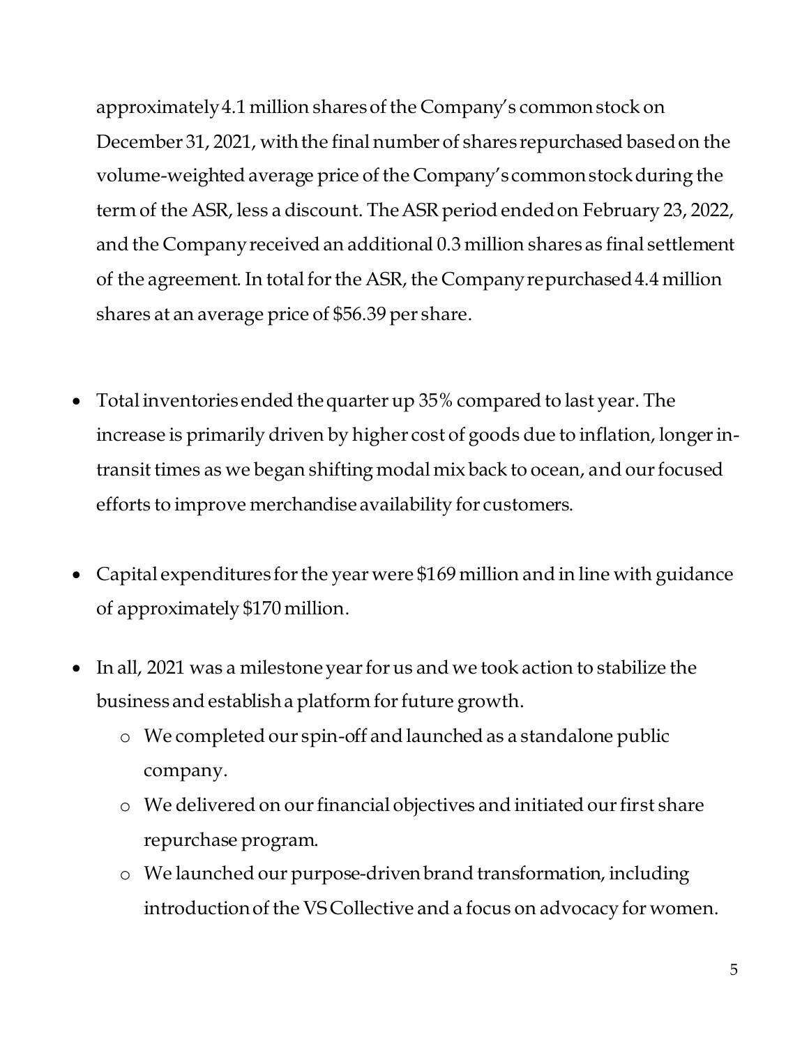approximately 4.1 million shares of the Company's common stock on December 31, 2021, with the final number of shares repurchased based on the volume-weighted average price of the Company's common stock during the term of the ASR, less a discount. The ASR period ended on February 23, 2022, and the Company received an additional 0.3 million shares as final settlement of the agreement. In total for the ASR, the Company repurchased 4.4 million shares at an average price of $56.39 per share.

- Total inventories ended the quarter up 35% compared to last year. The increase is primarily driven by higher cost of goods due to inflation, longer in-transit times as we began shifting modal mix back to ocean, and our focused efforts to improve merchandise availability for customers.

- Capital expenditures for the year were $169 million and in line with guidance of approximately $170 million.

- In all, 2021 was a milestone year for us and we took action to stabilize the business and establish a platform for future growth.
  - We completed our spin-off and launched as a standalone public company.
  - We delivered on our financial objectives and initiated our first share repurchase program.
  - We launched our purpose-driven brand transformation, including introduction of the VS Collective and a focus on advocacy for women.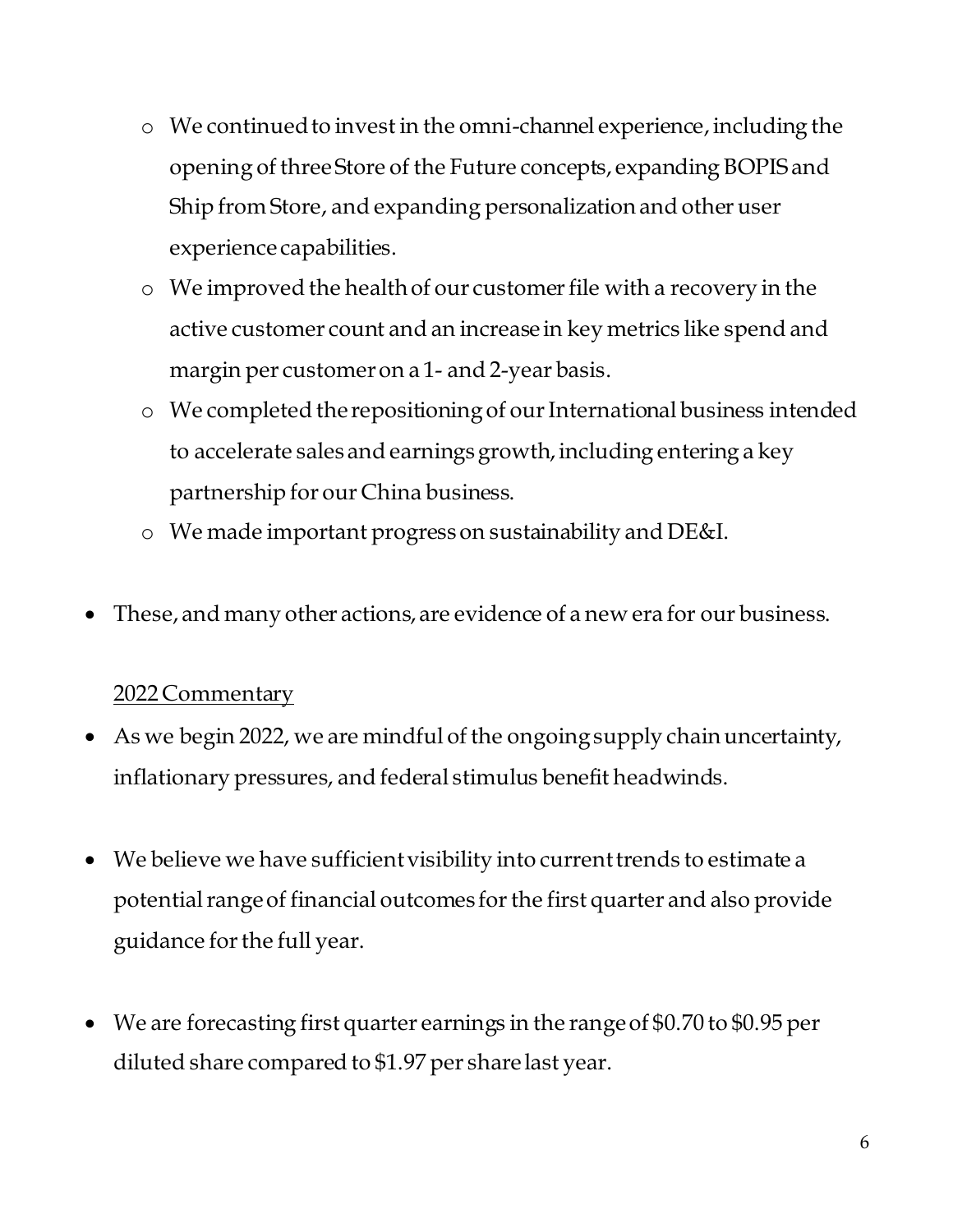- We continued to invest in the omni-channel experience, including the opening of three Store of the Future concepts, expanding BOPIS and Ship from Store, and expanding personalization and other user experience capabilities.
  - We improved the health of our customer file with a recovery in the active customer count and an increase in key metrics like spend and margin per customer on a 1- and 2-year basis.
  - We completed the repositioning of our International business intended to accelerate sales and earnings growth, including entering a key partnership for our China business.
  - We made important progress on sustainability and DE&I.

- These, and many other actions, are evidence of a new era for our business.

<u>2022 Commentary</u>

- As we begin 2022, we are mindful of the ongoing supply chain uncertainty, inflationary pressures, and federal stimulus benefit headwinds.

- We believe we have sufficient visibility into current trends to estimate a potential range of financial outcomes for the first quarter and also provide guidance for the full year.

- We are forecasting first quarter earnings in the range of $0.70 to $0.95 per diluted share compared to $1.97 per share last year.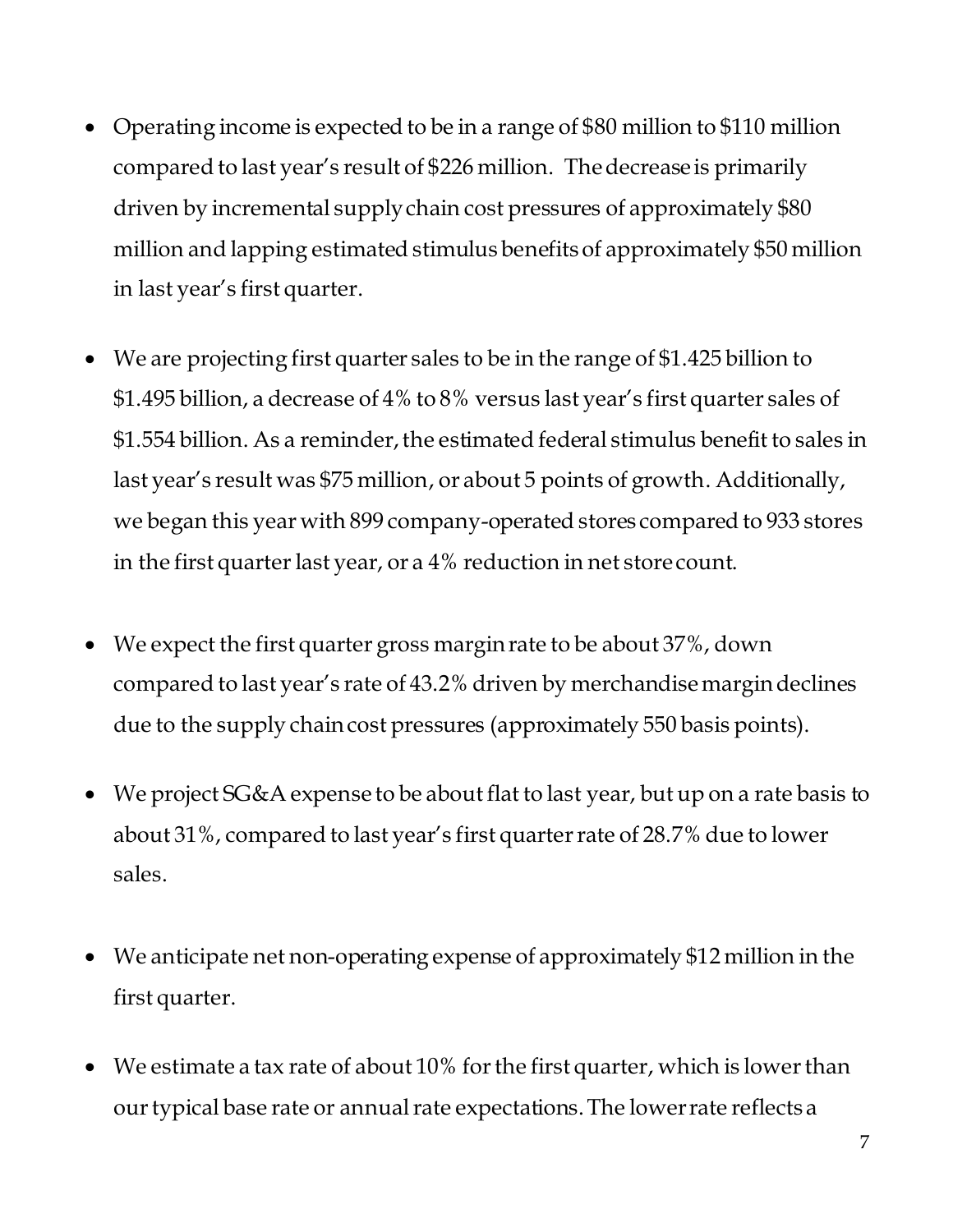- Operating income is expected to be in a range of $80 million to $110 million compared to last year's result of $226 million. The decrease is primarily driven by incremental supply chain cost pressures of approximately $80 million and lapping estimated stimulus benefits of approximately $50 million in last year's first quarter.

- We are projecting first quarter sales to be in the range of $1.425 billion to $1.495 billion, a decrease of 4% to 8% versus last year's first quarter sales of $1.554 billion. As a reminder, the estimated federal stimulus benefit to sales in last year's result was $75 million, or about 5 points of growth. Additionally, we began this year with 899 company-operated stores compared to 933 stores in the first quarter last year, or a 4% reduction in net store count.

- We expect the first quarter gross margin rate to be about 37%, down compared to last year's rate of 43.2% driven by merchandise margin declines due to the supply chain cost pressures (approximately 550 basis points).

- We project SG&A expense to be about flat to last year, but up on a rate basis to about 31%, compared to last year's first quarter rate of 28.7% due to lower sales.

- We anticipate net non-operating expense of approximately $12 million in the first quarter.

- We estimate a tax rate of about 10% for the first quarter, which is lower than our typical base rate or annual rate expectations. The lower rate reflects a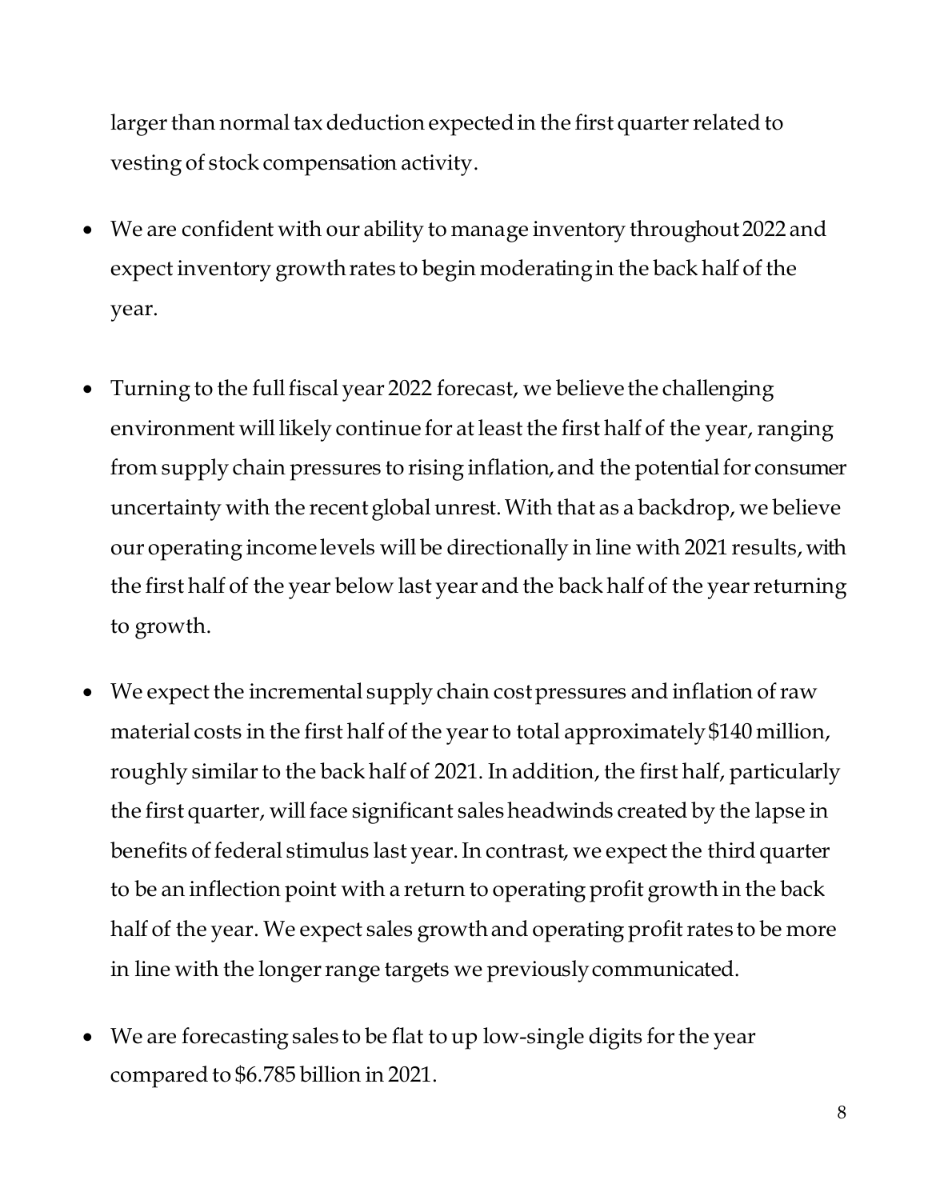larger than normal tax deduction expected in the first quarter related to vesting of stock compensation activity.

- We are confident with our ability to manage inventory throughout 2022 and expect inventory growth rates to begin moderating in the back half of the year.

- Turning to the full fiscal year 2022 forecast, we believe the challenging environment will likely continue for at least the first half of the year, ranging from supply chain pressures to rising inflation, and the potential for consumer uncertainty with the recent global unrest. With that as a backdrop, we believe our operating income levels will be directionally in line with 2021 results, with the first half of the year below last year and the back half of the year returning to growth.

- We expect the incremental supply chain cost pressures and inflation of raw material costs in the first half of the year to total approximately $140 million, roughly similar to the back half of 2021. In addition, the first half, particularly the first quarter, will face significant sales headwinds created by the lapse in benefits of federal stimulus last year. In contrast, we expect the third quarter to be an inflection point with a return to operating profit growth in the back half of the year. We expect sales growth and operating profit rates to be more in line with the longer range targets we previously communicated.

- We are forecasting sales to be flat to up low-single digits for the year compared to $6.785 billion in 2021.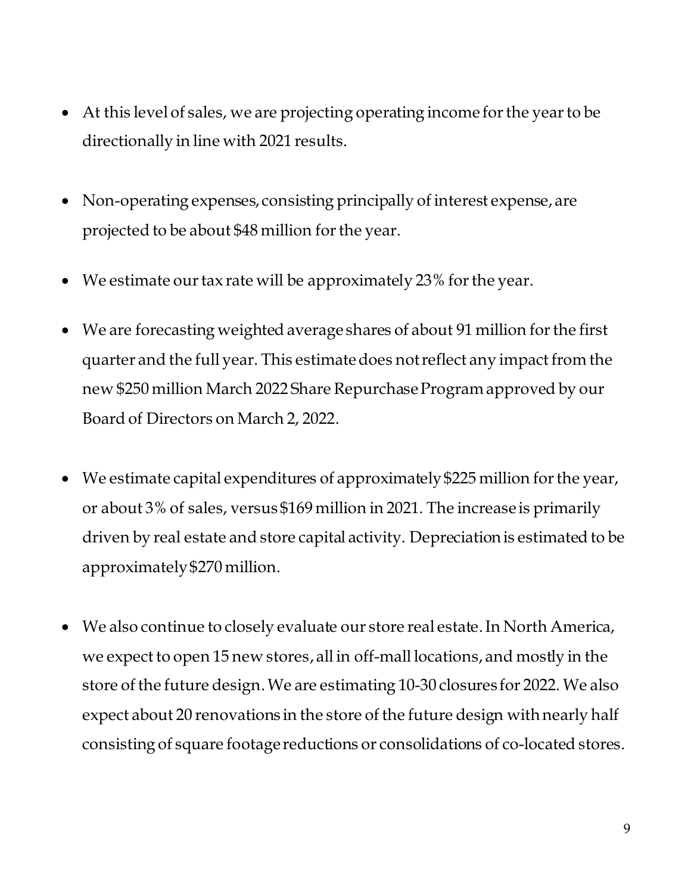- At this level of sales, we are projecting operating income for the year to be directionally in line with 2021 results.

- Non-operating expenses, consisting principally of interest expense, are projected to be about $48 million for the year.

- We estimate our tax rate will be approximately 23% for the year.

- We are forecasting weighted average shares of about 91 million for the first quarter and the full year. This estimate does not reflect any impact from the new $250 million March 2022 Share Repurchase Program approved by our Board of Directors on March 2, 2022.

- We estimate capital expenditures of approximately $225 million for the year, or about 3% of sales, versus $169 million in 2021. The increase is primarily driven by real estate and store capital activity. Depreciation is estimated to be approximately $270 million.

- We also continue to closely evaluate our store real estate. In North America, we expect to open 15 new stores, all in off-mall locations, and mostly in the store of the future design. We are estimating 10-30 closures for 2022. We also expect about 20 renovations in the store of the future design with nearly half consisting of square footage reductions or consolidations of co-located stores.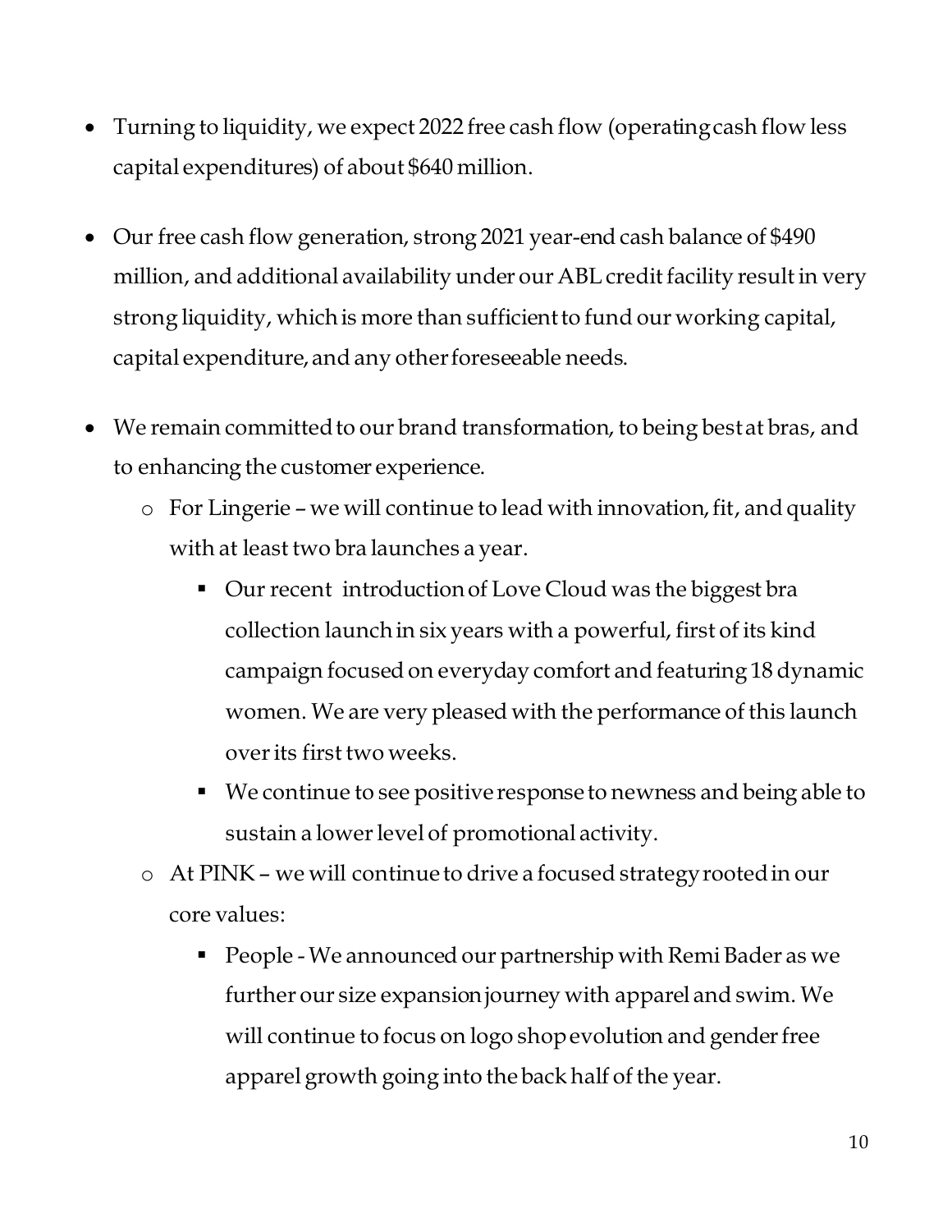- Turning to liquidity, we expect 2022 free cash flow (operating cash flow less capital expenditures) of about $640 million.

- Our free cash flow generation, strong 2021 year-end cash balance of $490 million, and additional availability under our ABL credit facility result in very strong liquidity, which is more than sufficient to fund our working capital, capital expenditure, and any other foreseeable needs.

- We remain committed to our brand transformation, to being best at bras, and to enhancing the customer experience.
  - For Lingerie – we will continue to lead with innovation, fit, and quality with at least two bra launches a year.
    - Our recent introduction of Love Cloud was the biggest bra collection launch in six years with a powerful, first of its kind campaign focused on everyday comfort and featuring 18 dynamic women. We are very pleased with the performance of this launch over its first two weeks.
    - We continue to see positive response to newness and being able to sustain a lower level of promotional activity.
  - At PINK – we will continue to drive a focused strategy rooted in our core values:
    - People - We announced our partnership with Remi Bader as we further our size expansion journey with apparel and swim. We will continue to focus on logo shop evolution and gender free apparel growth going into the back half of the year.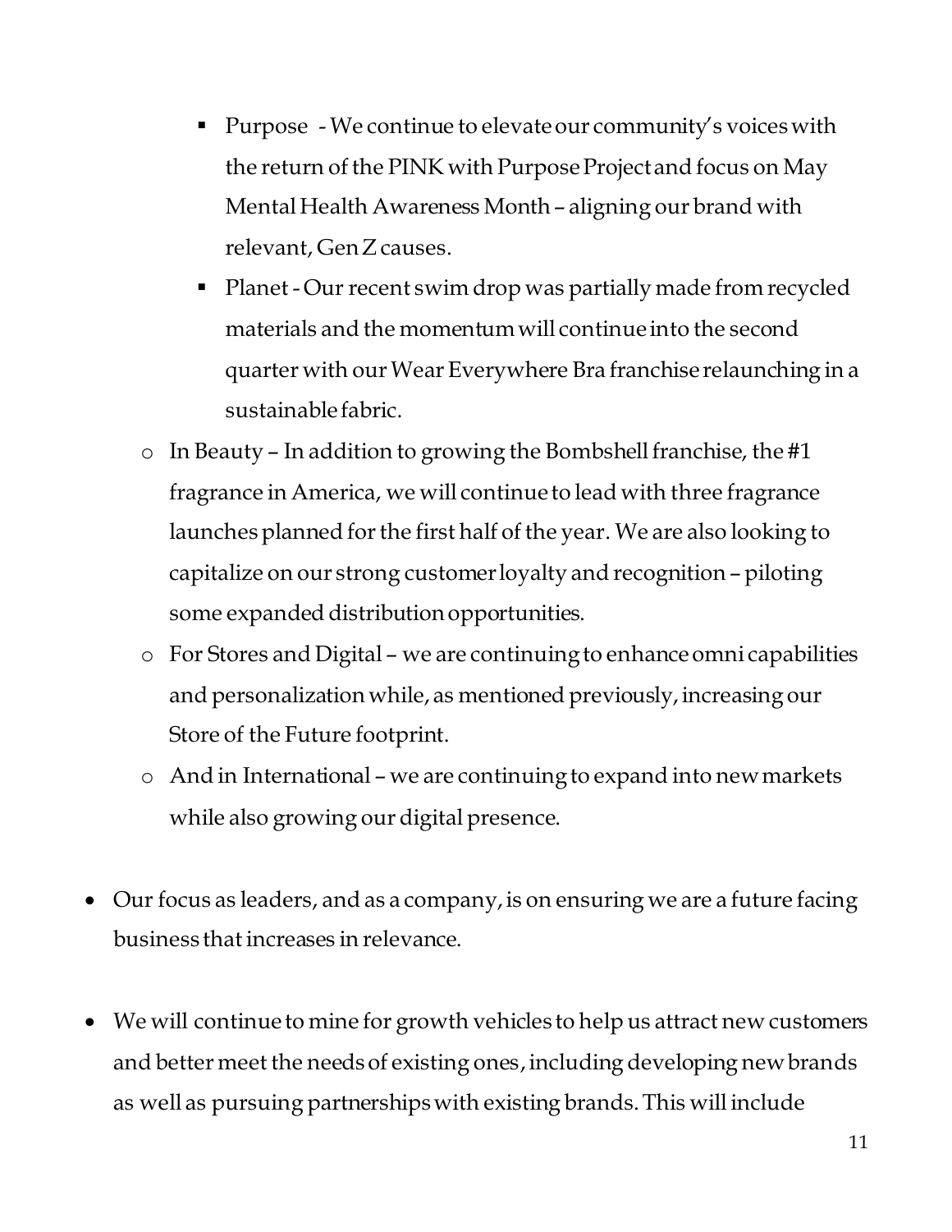- Purpose - We continue to elevate our community's voices with the return of the PINK with Purpose Project and focus on May Mental Health Awareness Month – aligning our brand with relevant, Gen Z causes.
        - Planet - Our recent swim drop was partially made from recycled materials and the momentum will continue into the second quarter with our Wear Everywhere Bra franchise relaunching in a sustainable fabric.
    - In Beauty – In addition to growing the Bombshell franchise, the #1 fragrance in America, we will continue to lead with three fragrance launches planned for the first half of the year. We are also looking to capitalize on our strong customer loyalty and recognition – piloting some expanded distribution opportunities.
    - For Stores and Digital – we are continuing to enhance omni capabilities and personalization while, as mentioned previously, increasing our Store of the Future footprint.
    - And in International – we are continuing to expand into new markets while also growing our digital presence.

- Our focus as leaders, and as a company, is on ensuring we are a future facing business that increases in relevance.

- We will continue to mine for growth vehicles to help us attract new customers and better meet the needs of existing ones, including developing new brands as well as pursuing partnerships with existing brands. This will include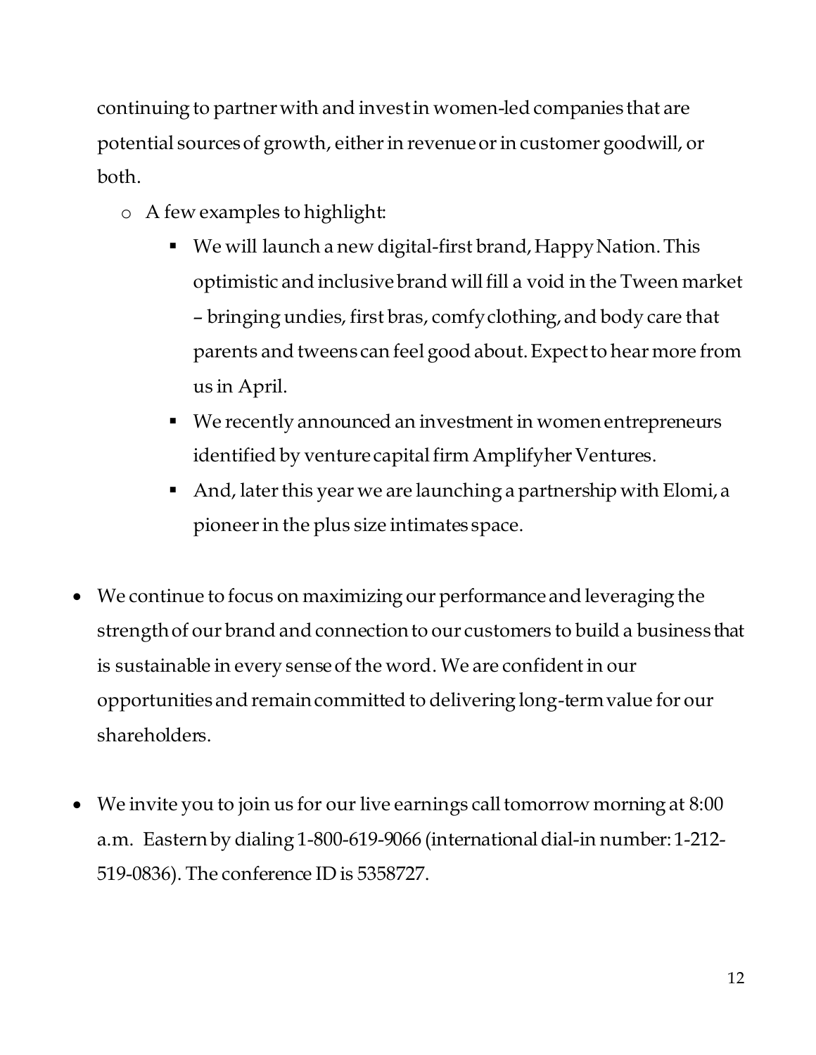continuing to partner with and invest in women-led companies that are potential sources of growth, either in revenue or in customer goodwill, or both.

- A few examples to highlight:
  - We will launch a new digital-first brand, Happy Nation. This optimistic and inclusive brand will fill a void in the Tween market – bringing undies, first bras, comfy clothing, and body care that parents and tweens can feel good about. Expect to hear more from us in April.
  - We recently announced an investment in women entrepreneurs identified by venture capital firm Amplifyher Ventures.
  - And, later this year we are launching a partnership with Elomi, a pioneer in the plus size intimates space.

- We continue to focus on maximizing our performance and leveraging the strength of our brand and connection to our customers to build a business that is sustainable in every sense of the word. We are confident in our opportunities and remain committed to delivering long-term value for our shareholders.

- We invite you to join us for our live earnings call tomorrow morning at 8:00 a.m. Eastern by dialing 1-800-619-9066 (international dial-in number: 1-212-519-0836). The conference ID is 5358727.